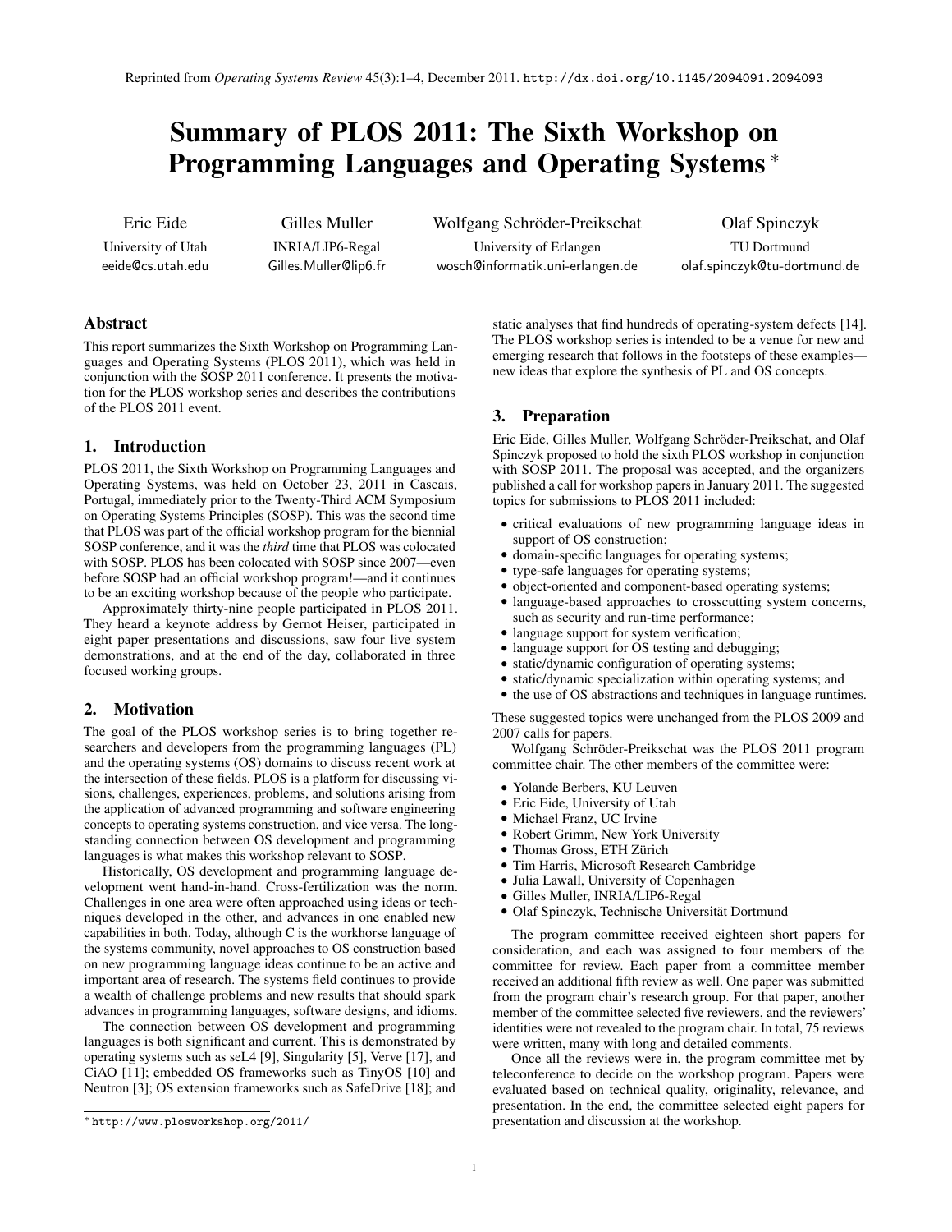Reprinted from *Operating Systems Review* 45(3):1–4, December 2011. http://dx.doi.org/10.1145/2094091.2094093

# Summary of PLOS 2011: The Sixth Workshop on Programming Languages and Operating Systems *

Eric Eide
University of Utah
eeide@cs.utah.edu

Gilles Muller
INRIA/LIP6-Regal
Gilles.Muller@lip6.fr

Wolfgang Schröder-Preikschat
University of Erlangen
wosch@informatik.uni-erlangen.de

Olaf Spinczyk
TU Dortmund
olaf.spinczyk@tu-dortmund.de

## Abstract

This report summarizes the Sixth Workshop on Programming Languages and Operating Systems (PLOS 2011), which was held in conjunction with the SOSP 2011 conference. It presents the motivation for the PLOS workshop series and describes the contributions of the PLOS 2011 event.

## 1. Introduction

PLOS 2011, the Sixth Workshop on Programming Languages and Operating Systems, was held on October 23, 2011 in Cascais, Portugal, immediately prior to the Twenty-Third ACM Symposium on Operating Systems Principles (SOSP). This was the second time that PLOS was part of the official workshop program for the biennial SOSP conference, and it was the *third* time that PLOS was colocated with SOSP. PLOS has been colocated with SOSP since 2007—even before SOSP had an official workshop program!—and it continues to be an exciting workshop because of the people who participate.

Approximately thirty-nine people participated in PLOS 2011. They heard a keynote address by Gernot Heiser, participated in eight paper presentations and discussions, saw four live system demonstrations, and at the end of the day, collaborated in three focused working groups.

## 2. Motivation

The goal of the PLOS workshop series is to bring together researchers and developers from the programming languages (PL) and the operating systems (OS) domains to discuss recent work at the intersection of these fields. PLOS is a platform for discussing visions, challenges, experiences, problems, and solutions arising from the application of advanced programming and software engineering concepts to operating systems construction, and vice versa. The longstanding connection between OS development and programming languages is what makes this workshop relevant to SOSP.

Historically, OS development and programming language development went hand-in-hand. Cross-fertilization was the norm. Challenges in one area were often approached using ideas or techniques developed in the other, and advances in one enabled new capabilities in both. Today, although C is the workhorse language of the systems community, novel approaches to OS construction based on new programming language ideas continue to be an active and important area of research. The systems field continues to provide a wealth of challenge problems and new results that should spark advances in programming languages, software designs, and idioms.

The connection between OS development and programming languages is both significant and current. This is demonstrated by operating systems such as seL4 [9], Singularity [5], Verve [17], and CiAO [11]; embedded OS frameworks such as TinyOS [10] and Neutron [3]; OS extension frameworks such as SafeDrive [18]; and static analyses that find hundreds of operating-system defects [14]. The PLOS workshop series is intended to be a venue for new and emerging research that follows in the footsteps of these examples—new ideas that explore the synthesis of PL and OS concepts.

## 3. Preparation

Eric Eide, Gilles Muller, Wolfgang Schröder-Preikschat, and Olaf Spinczyk proposed to hold the sixth PLOS workshop in conjunction with SOSP 2011. The proposal was accepted, and the organizers published a call for workshop papers in January 2011. The suggested topics for submissions to PLOS 2011 included:

- critical evaluations of new programming language ideas in support of OS construction;
- domain-specific languages for operating systems;
- type-safe languages for operating systems;
- object-oriented and component-based operating systems;
- language-based approaches to crosscutting system concerns, such as security and run-time performance;
- language support for system verification;
- language support for OS testing and debugging;
- static/dynamic configuration of operating systems;
- static/dynamic specialization within operating systems; and
- the use of OS abstractions and techniques in language runtimes.

These suggested topics were unchanged from the PLOS 2009 and 2007 calls for papers.

Wolfgang Schröder-Preikschat was the PLOS 2011 program committee chair. The other members of the committee were:

- Yolande Berbers, KU Leuven
- Eric Eide, University of Utah
- Michael Franz, UC Irvine
- Robert Grimm, New York University
- Thomas Gross, ETH Zürich
- Tim Harris, Microsoft Research Cambridge
- Julia Lawall, University of Copenhagen
- Gilles Muller, INRIA/LIP6-Regal
- Olaf Spinczyk, Technische Universität Dortmund

The program committee received eighteen short papers for consideration, and each was assigned to four members of the committee for review. Each paper from a committee member received an additional fifth review as well. One paper was submitted from the program chair's research group. For that paper, another member of the committee selected five reviewers, and the reviewers' identities were not revealed to the program chair. In total, 75 reviews were written, many with long and detailed comments.

Once all the reviews were in, the program committee met by teleconference to decide on the workshop program. Papers were evaluated based on technical quality, originality, relevance, and presentation. In the end, the committee selected eight papers for presentation and discussion at the workshop.

* http://www.plosworkshop.org/2011/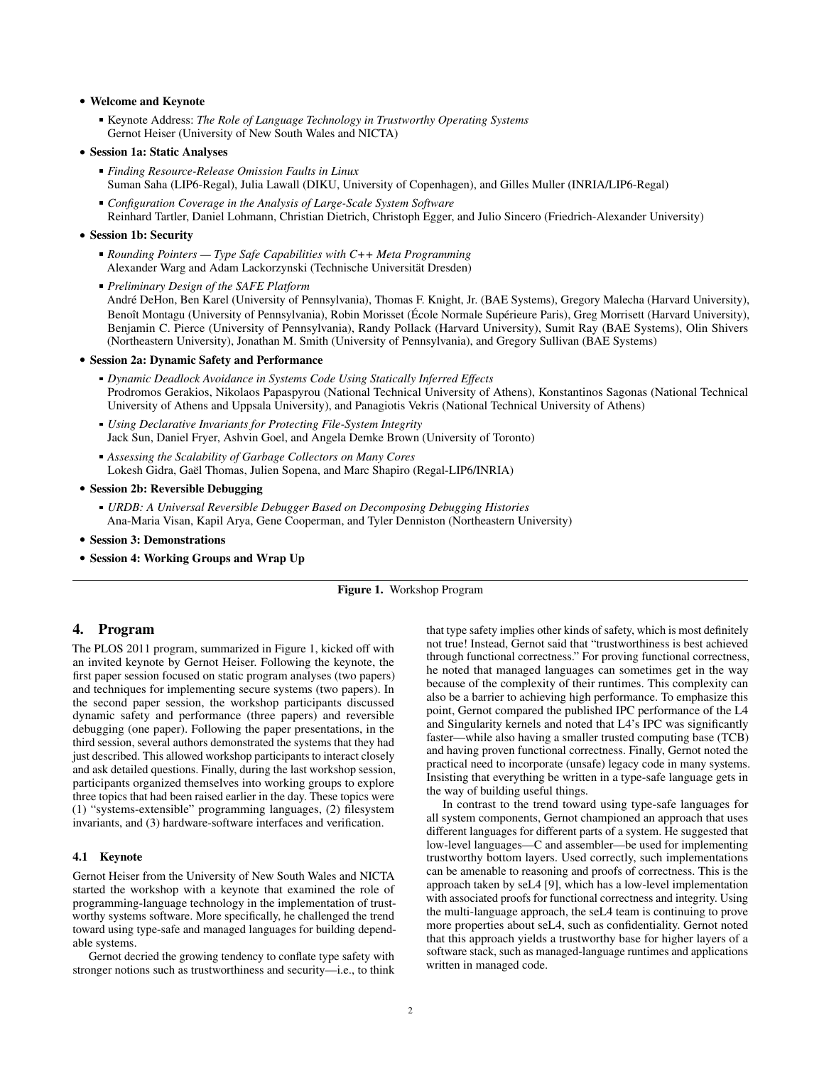- **Welcome and Keynote**
  - Keynote Address: *The Role of Language Technology in Trustworthy Operating Systems*
    Gernot Heiser (University of New South Wales and NICTA)
- **Session 1a: Static Analyses**
  - *Finding Resource-Release Omission Faults in Linux*
    Suman Saha (LIP6-Regal), Julia Lawall (DIKU, University of Copenhagen), and Gilles Muller (INRIA/LIP6-Regal)
  - *Configuration Coverage in the Analysis of Large-Scale System Software*
    Reinhard Tartler, Daniel Lohmann, Christian Dietrich, Christoph Egger, and Julio Sincero (Friedrich-Alexander University)
- **Session 1b: Security**
  - *Rounding Pointers — Type Safe Capabilities with C++ Meta Programming*
    Alexander Warg and Adam Lackorzynski (Technische Universität Dresden)
  - *Preliminary Design of the SAFE Platform*
    André DeHon, Ben Karel (University of Pennsylvania), Thomas F. Knight, Jr. (BAE Systems), Gregory Malecha (Harvard University), Benoît Montagu (University of Pennsylvania), Robin Morisset (École Normale Supérieure Paris), Greg Morrisett (Harvard University), Benjamin C. Pierce (University of Pennsylvania), Randy Pollack (Harvard University), Sumit Ray (BAE Systems), Olin Shivers (Northeastern University), Jonathan M. Smith (University of Pennsylvania), and Gregory Sullivan (BAE Systems)
- **Session 2a: Dynamic Safety and Performance**
  - *Dynamic Deadlock Avoidance in Systems Code Using Statically Inferred Effects*
    Prodromos Gerakios, Nikolaos Papaspyrou (National Technical University of Athens), Konstantinos Sagonas (National Technical University of Athens and Uppsala University), and Panagiotis Vekris (National Technical University of Athens)
  - *Using Declarative Invariants for Protecting File-System Integrity*
    Jack Sun, Daniel Fryer, Ashvin Goel, and Angela Demke Brown (University of Toronto)
  - *Assessing the Scalability of Garbage Collectors on Many Cores*
    Lokesh Gidra, Gaël Thomas, Julien Sopena, and Marc Shapiro (Regal-LIP6/INRIA)
- **Session 2b: Reversible Debugging**
  - *URDB: A Universal Reversible Debugger Based on Decomposing Debugging Histories*
    Ana-Maria Visan, Kapil Arya, Gene Cooperman, and Tyler Denniston (Northeastern University)
- **Session 3: Demonstrations**
- **Session 4: Working Groups and Wrap Up**

**Figure 1.** Workshop Program

## 4. Program

The PLOS 2011 program, summarized in Figure 1, kicked off with an invited keynote by Gernot Heiser. Following the keynote, the first paper session focused on static program analyses (two papers) and techniques for implementing secure systems (two papers). In the second paper session, the workshop participants discussed dynamic safety and performance (three papers) and reversible debugging (one paper). Following the paper presentations, in the third session, several authors demonstrated the systems that they had just described. This allowed workshop participants to interact closely and ask detailed questions. Finally, during the last workshop session, participants organized themselves into working groups to explore three topics that had been raised earlier in the day. These topics were (1) "systems-extensible" programming languages, (2) filesystem invariants, and (3) hardware-software interfaces and verification.

### 4.1 Keynote

Gernot Heiser from the University of New South Wales and NICTA started the workshop with a keynote that examined the role of programming-language technology in the implementation of trustworthy systems software. More specifically, he challenged the trend toward using type-safe and managed languages for building dependable systems.

Gernot decried the growing tendency to conflate type safety with stronger notions such as trustworthiness and security—i.e., to think that type safety implies other kinds of safety, which is most definitely not true! Instead, Gernot said that "trustworthiness is best achieved through functional correctness." For proving functional correctness, he noted that managed languages can sometimes get in the way because of the complexity of their runtimes. This complexity can also be a barrier to achieving high performance. To emphasize this point, Gernot compared the published IPC performance of the L4 and Singularity kernels and noted that L4's IPC was significantly faster—while also having a smaller trusted computing base (TCB) and having proven functional correctness. Finally, Gernot noted the practical need to incorporate (unsafe) legacy code in many systems. Insisting that everything be written in a type-safe language gets in the way of building useful things.

In contrast to the trend toward using type-safe languages for all system components, Gernot championed an approach that uses different languages for different parts of a system. He suggested that low-level languages—C and assembler—be used for implementing trustworthy bottom layers. Used correctly, such implementations can be amenable to reasoning and proofs of correctness. This is the approach taken by seL4 [9], which has a low-level implementation with associated proofs for functional correctness and integrity. Using the multi-language approach, the seL4 team is continuing to prove more properties about seL4, such as confidentiality. Gernot noted that this approach yields a trustworthy base for higher layers of a software stack, such as managed-language runtimes and applications written in managed code.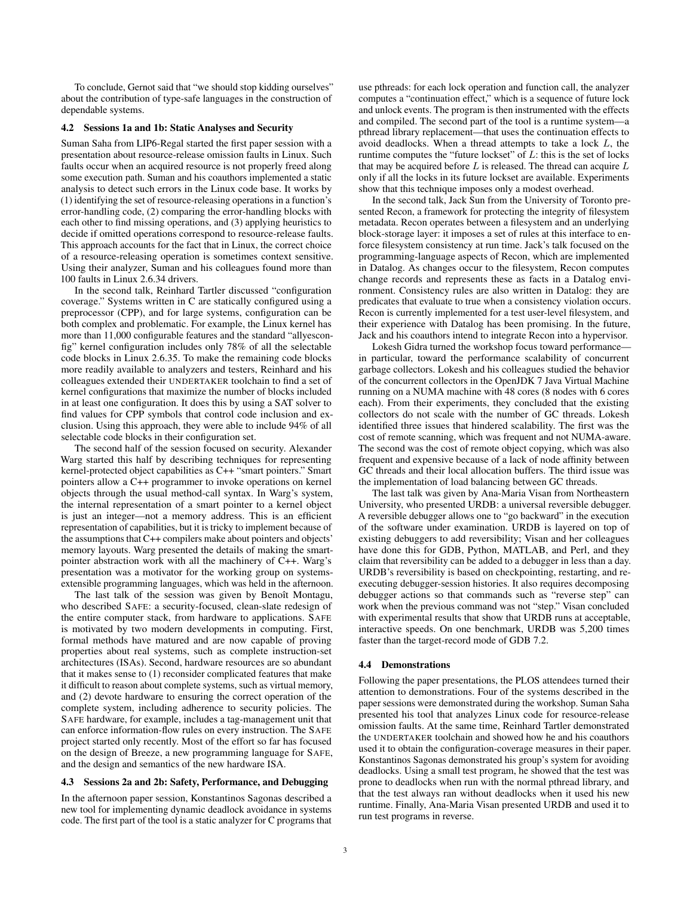To conclude, Gernot said that "we should stop kidding ourselves" about the contribution of type-safe languages in the construction of dependable systems.

### 4.2 Sessions 1a and 1b: Static Analyses and Security

Suman Saha from LIP6-Regal started the first paper session with a presentation about resource-release omission faults in Linux. Such faults occur when an acquired resource is not properly freed along some execution path. Suman and his coauthors implemented a static analysis to detect such errors in the Linux code base. It works by (1) identifying the set of resource-releasing operations in a function's error-handling code, (2) comparing the error-handling blocks with each other to find missing operations, and (3) applying heuristics to decide if omitted operations correspond to resource-release faults. This approach accounts for the fact that in Linux, the correct choice of a resource-releasing operation is sometimes context sensitive. Using their analyzer, Suman and his colleagues found more than 100 faults in Linux 2.6.34 drivers.

In the second talk, Reinhard Tartler discussed "configuration coverage." Systems written in C are statically configured using a preprocessor (CPP), and for large systems, configuration can be both complex and problematic. For example, the Linux kernel has more than 11,000 configurable features and the standard "allyesconfig" kernel configuration includes only 78% of all the selectable code blocks in Linux 2.6.35. To make the remaining code blocks more readily available to analyzers and testers, Reinhard and his colleagues extended their UNDERTAKER toolchain to find a set of kernel configurations that maximize the number of blocks included in at least one configuration. It does this by using a SAT solver to find values for CPP symbols that control code inclusion and exclusion. Using this approach, they were able to include 94% of all selectable code blocks in their configuration set.

The second half of the session focused on security. Alexander Warg started this half by describing techniques for representing kernel-protected object capabilities as C++ "smart pointers." Smart pointers allow a C++ programmer to invoke operations on kernel objects through the usual method-call syntax. In Warg's system, the internal representation of a smart pointer to a kernel object is just an integer—not a memory address. This is an efficient representation of capabilities, but it is tricky to implement because of the assumptions that C++ compilers make about pointers and objects' memory layouts. Warg presented the details of making the smart-pointer abstraction work with all the machinery of C++. Warg's presentation was a motivator for the working group on systems-extensible programming languages, which was held in the afternoon.

The last talk of the session was given by Benoît Montagu, who described SAFE: a security-focused, clean-slate redesign of the entire computer stack, from hardware to applications. SAFE is motivated by two modern developments in computing. First, formal methods have matured and are now capable of proving properties about real systems, such as complete instruction-set architectures (ISAs). Second, hardware resources are so abundant that it makes sense to (1) reconsider complicated features that make it difficult to reason about complete systems, such as virtual memory, and (2) devote hardware to ensuring the correct operation of the complete system, including adherence to security policies. The SAFE hardware, for example, includes a tag-management unit that can enforce information-flow rules on every instruction. The SAFE project started only recently. Most of the effort so far has focused on the design of Breeze, a new programming language for SAFE, and the design and semantics of the new hardware ISA.

### 4.3 Sessions 2a and 2b: Safety, Performance, and Debugging

In the afternoon paper session, Konstantinos Sagonas described a new tool for implementing dynamic deadlock avoidance in systems code. The first part of the tool is a static analyzer for C programs that use pthreads: for each lock operation and function call, the analyzer computes a "continuation effect," which is a sequence of future lock and unlock events. The program is then instrumented with the effects and compiled. The second part of the tool is a runtime system—a pthread library replacement—that uses the continuation effects to avoid deadlocks. When a thread attempts to take a lock $L$, the runtime computes the "future lockset" of $L$: this is the set of locks that may be acquired before $L$ is released. The thread can acquire $L$ only if all the locks in its future lockset are available. Experiments show that this technique imposes only a modest overhead.

In the second talk, Jack Sun from the University of Toronto presented Recon, a framework for protecting the integrity of filesystem metadata. Recon operates between a filesystem and an underlying block-storage layer: it imposes a set of rules at this interface to enforce filesystem consistency at run time. Jack's talk focused on the programming-language aspects of Recon, which are implemented in Datalog. As changes occur to the filesystem, Recon computes change records and represents these as facts in a Datalog environment. Consistency rules are also written in Datalog: they are predicates that evaluate to true when a consistency violation occurs. Recon is currently implemented for a test user-level filesystem, and their experience with Datalog has been promising. In the future, Jack and his coauthors intend to integrate Recon into a hypervisor.

Lokesh Gidra turned the workshop focus toward performance—in particular, toward the performance scalability of concurrent garbage collectors. Lokesh and his colleagues studied the behavior of the concurrent collectors in the OpenJDK 7 Java Virtual Machine running on a NUMA machine with 48 cores (8 nodes with 6 cores each). From their experiments, they concluded that the existing collectors do not scale with the number of GC threads. Lokesh identified three issues that hindered scalability. The first was the cost of remote scanning, which was frequent and not NUMA-aware. The second was the cost of remote object copying, which was also frequent and expensive because of a lack of node affinity between GC threads and their local allocation buffers. The third issue was the implementation of load balancing between GC threads.

The last talk was given by Ana-Maria Visan from Northeastern University, who presented URDB: a universal reversible debugger. A reversible debugger allows one to "go backward" in the execution of the software under examination. URDB is layered on top of existing debuggers to add reversibility; Visan and her colleagues have done this for GDB, Python, MATLAB, and Perl, and they claim that reversibility can be added to a debugger in less than a day. URDB's reversibility is based on checkpointing, restarting, and re-executing debugger-session histories. It also requires decomposing debugger actions so that commands such as "reverse step" can work when the previous command was not "step." Visan concluded with experimental results that show that URDB runs at acceptable, interactive speeds. On one benchmark, URDB was 5,200 times faster than the target-record mode of GDB 7.2.

### 4.4 Demonstrations

Following the paper presentations, the PLOS attendees turned their attention to demonstrations. Four of the systems described in the paper sessions were demonstrated during the workshop. Suman Saha presented his tool that analyzes Linux code for resource-release omission faults. At the same time, Reinhard Tartler demonstrated the UNDERTAKER toolchain and showed how he and his coauthors used it to obtain the configuration-coverage measures in their paper. Konstantinos Sagonas demonstrated his group's system for avoiding deadlocks. Using a small test program, he showed that the test was prone to deadlocks when run with the normal pthread library, and that the test always ran without deadlocks when it used his new runtime. Finally, Ana-Maria Visan presented URDB and used it to run test programs in reverse.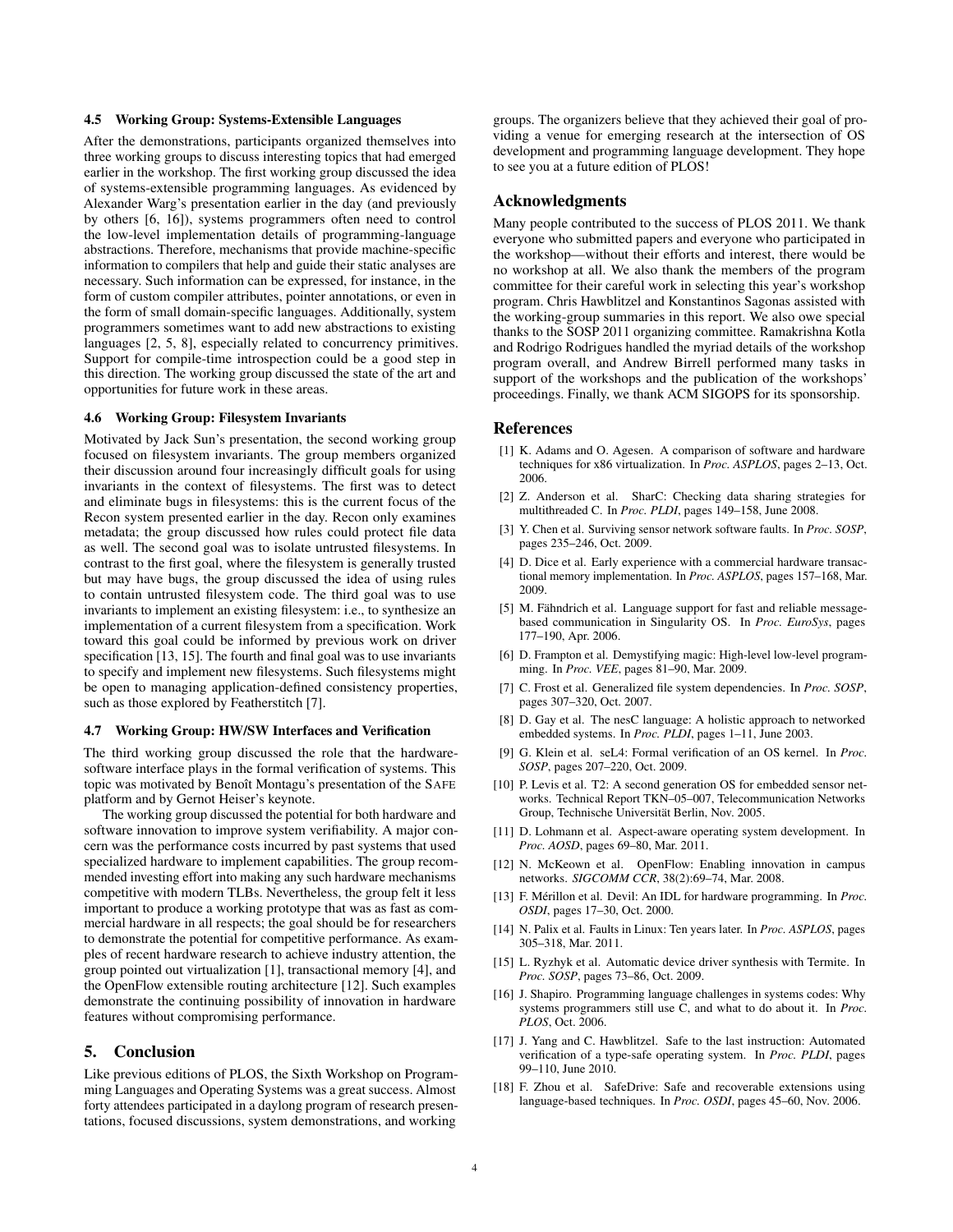### 4.5 Working Group: Systems-Extensible Languages

After the demonstrations, participants organized themselves into three working groups to discuss interesting topics that had emerged earlier in the workshop. The first working group discussed the idea of systems-extensible programming languages. As evidenced by Alexander Warg's presentation earlier in the day (and previously by others [6, 16]), systems programmers often need to control the low-level implementation details of programming-language abstractions. Therefore, mechanisms that provide machine-specific information to compilers that help and guide their static analyses are necessary. Such information can be expressed, for instance, in the form of custom compiler attributes, pointer annotations, or even in the form of small domain-specific languages. Additionally, system programmers sometimes want to add new abstractions to existing languages [2, 5, 8], especially related to concurrency primitives. Support for compile-time introspection could be a good step in this direction. The working group discussed the state of the art and opportunities for future work in these areas.

### 4.6 Working Group: Filesystem Invariants

Motivated by Jack Sun's presentation, the second working group focused on filesystem invariants. The group members organized their discussion around four increasingly difficult goals for using invariants in the context of filesystems. The first was to detect and eliminate bugs in filesystems: this is the current focus of the Recon system presented earlier in the day. Recon only examines metadata; the group discussed how rules could protect file data as well. The second goal was to isolate untrusted filesystems. In contrast to the first goal, where the filesystem is generally trusted but may have bugs, the group discussed the idea of using rules to contain untrusted filesystem code. The third goal was to use invariants to implement an existing filesystem: i.e., to synthesize an implementation of a current filesystem from a specification. Work toward this goal could be informed by previous work on driver specification [13, 15]. The fourth and final goal was to use invariants to specify and implement new filesystems. Such filesystems might be open to managing application-defined consistency properties, such as those explored by Featherstitch [7].

### 4.7 Working Group: HW/SW Interfaces and Verification

The third working group discussed the role that the hardware-software interface plays in the formal verification of systems. This topic was motivated by Benoît Montagu's presentation of the SAFE platform and by Gernot Heiser's keynote.

The working group discussed the potential for both hardware and software innovation to improve system verifiability. A major concern was the performance costs incurred by past systems that used specialized hardware to implement capabilities. The group recommended investing effort into making any such hardware mechanisms competitive with modern TLBs. Nevertheless, the group felt it less important to produce a working prototype that was as fast as commercial hardware in all respects; the goal should be for researchers to demonstrate the potential for competitive performance. As examples of recent hardware research to achieve industry attention, the group pointed out virtualization [1], transactional memory [4], and the OpenFlow extensible routing architecture [12]. Such examples demonstrate the continuing possibility of innovation in hardware features without compromising performance.

## 5. Conclusion

Like previous editions of PLOS, the Sixth Workshop on Programming Languages and Operating Systems was a great success. Almost forty attendees participated in a daylong program of research presentations, focused discussions, system demonstrations, and working groups. The organizers believe that they achieved their goal of providing a venue for emerging research at the intersection of OS development and programming language development. They hope to see you at a future edition of PLOS!

## Acknowledgments

Many people contributed to the success of PLOS 2011. We thank everyone who submitted papers and everyone who participated in the workshop—without their efforts and interest, there would be no workshop at all. We also thank the members of the program committee for their careful work in selecting this year's workshop program. Chris Hawblitzel and Konstantinos Sagonas assisted with the working-group summaries in this report. We also owe special thanks to the SOSP 2011 organizing committee. Ramakrishna Kotla and Rodrigo Rodrigues handled the myriad details of the workshop program overall, and Andrew Birrell performed many tasks in support of the workshops and the publication of the workshops' proceedings. Finally, we thank ACM SIGOPS for its sponsorship.

## References

[1] K. Adams and O. Agesen. A comparison of software and hardware techniques for x86 virtualization. In *Proc. ASPLOS*, pages 2–13, Oct. 2006.

[2] Z. Anderson et al. SharC: Checking data sharing strategies for multithreaded C. In *Proc. PLDI*, pages 149–158, June 2008.

[3] Y. Chen et al. Surviving sensor network software faults. In *Proc. SOSP*, pages 235–246, Oct. 2009.

[4] D. Dice et al. Early experience with a commercial hardware transactional memory implementation. In *Proc. ASPLOS*, pages 157–168, Mar. 2009.

[5] M. Fähndrich et al. Language support for fast and reliable message-based communication in Singularity OS. In *Proc. EuroSys*, pages 177–190, Apr. 2006.

[6] D. Frampton et al. Demystifying magic: High-level low-level programming. In *Proc. VEE*, pages 81–90, Mar. 2009.

[7] C. Frost et al. Generalized file system dependencies. In *Proc. SOSP*, pages 307–320, Oct. 2007.

[8] D. Gay et al. The nesC language: A holistic approach to networked embedded systems. In *Proc. PLDI*, pages 1–11, June 2003.

[9] G. Klein et al. seL4: Formal verification of an OS kernel. In *Proc. SOSP*, pages 207–220, Oct. 2009.

[10] P. Levis et al. T2: A second generation OS for embedded sensor networks. Technical Report TKN–05–007, Telecommunication Networks Group, Technische Universität Berlin, Nov. 2005.

[11] D. Lohmann et al. Aspect-aware operating system development. In *Proc. AOSD*, pages 69–80, Mar. 2011.

[12] N. McKeown et al. OpenFlow: Enabling innovation in campus networks. *SIGCOMM CCR*, 38(2):69–74, Mar. 2008.

[13] F. Mérillon et al. Devil: An IDL for hardware programming. In *Proc. OSDI*, pages 17–30, Oct. 2000.

[14] N. Palix et al. Faults in Linux: Ten years later. In *Proc. ASPLOS*, pages 305–318, Mar. 2011.

[15] L. Ryzhyk et al. Automatic device driver synthesis with Termite. In *Proc. SOSP*, pages 73–86, Oct. 2009.

[16] J. Shapiro. Programming language challenges in systems codes: Why systems programmers still use C, and what to do about it. In *Proc. PLOS*, Oct. 2006.

[17] J. Yang and C. Hawblitzel. Safe to the last instruction: Automated verification of a type-safe operating system. In *Proc. PLDI*, pages 99–110, June 2010.

[18] F. Zhou et al. SafeDrive: Safe and recoverable extensions using language-based techniques. In *Proc. OSDI*, pages 45–60, Nov. 2006.